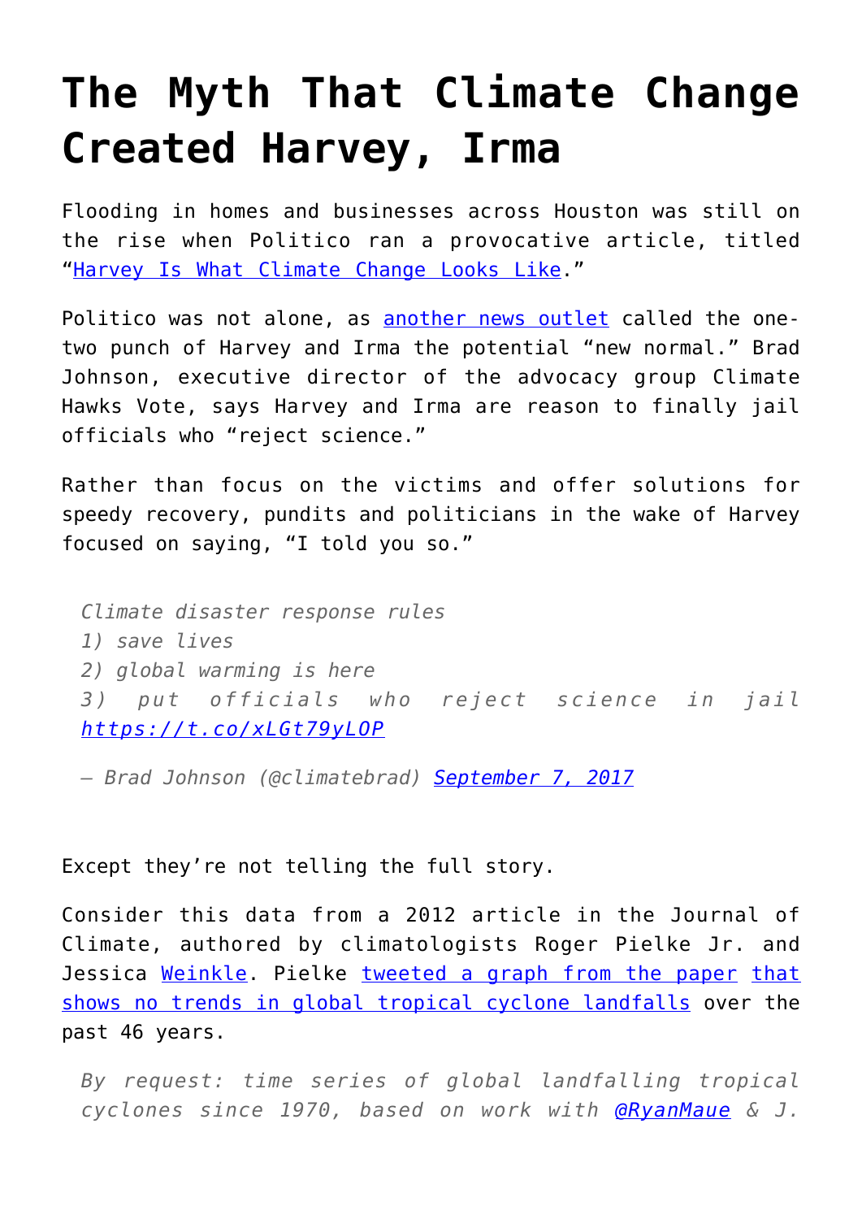# The Myth That Climate Change Created Harvey, Irma

Flooding in homes and businesses across Houston was still on the rise when Politico ran a provocative article, titled "Harvey Is What Climate Change Looks Like."

Politico was not alone, as another news outlet called the one-two punch of Harvey and Irma the potential "new normal." Brad Johnson, executive director of the advocacy group Climate Hawks Vote, says Harvey and Irma are reason to finally jail officials who "reject science."

Rather than focus on the victims and offer solutions for speedy recovery, pundits and politicians in the wake of Harvey focused on saying, "I told you so."

> *Climate disaster response rules*
> *1) save lives*
> *2) global warming is here*
> *3) put officials who reject science in jail https://t.co/xLGt79yLOP*
>
> *— Brad Johnson (@climatebrad) September 7, 2017*

Except they're not telling the full story.

Consider this data from a 2012 article in the Journal of Climate, authored by climatologists Roger Pielke Jr. and Jessica Weinkle. Pielke tweeted a graph from the paper that shows no trends in global tropical cyclone landfalls over the past 46 years.

> *By request: time series of global landfalling tropical cyclones since 1970, based on work with @RyanMaue & J.*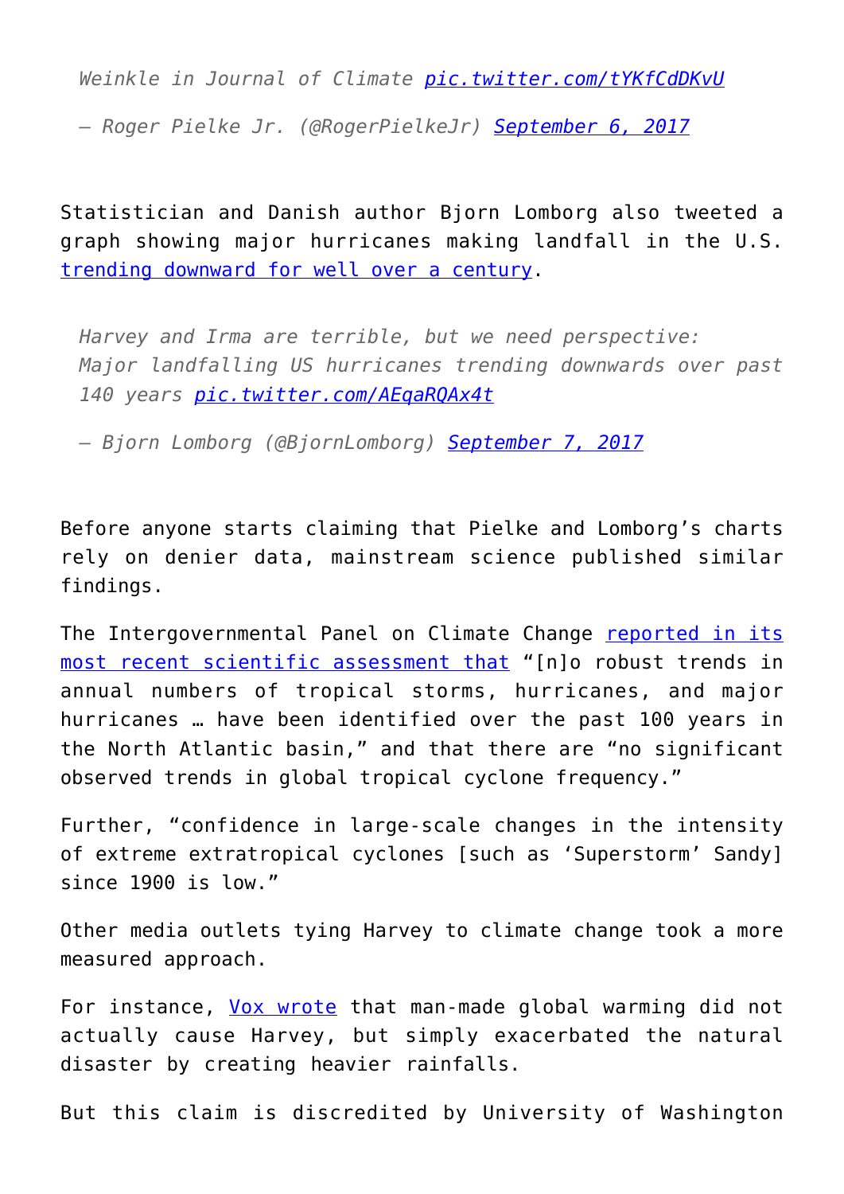> *Weinkle in Journal of Climate [pic.twitter.com/tYKfCdDKvU](pic.twitter.com/tYKfCdDKvU)*
>
> *— Roger Pielke Jr. (@RogerPielkeJr) [September 6, 2017](#)*

Statistician and Danish author Bjorn Lomborg also tweeted a graph showing major hurricanes making landfall in the U.S. [trending downward for well over a century](#).

> *Harvey and Irma are terrible, but we need perspective: Major landfalling US hurricanes trending downwards over past 140 years [pic.twitter.com/AEqaRQAx4t](pic.twitter.com/AEqaRQAx4t)*
>
> *— Bjorn Lomborg (@BjornLomborg) [September 7, 2017](#)*

Before anyone starts claiming that Pielke and Lomborg's charts rely on denier data, mainstream science published similar findings.

The Intergovernmental Panel on Climate Change [reported in its most recent scientific assessment that](#) "[n]o robust trends in annual numbers of tropical storms, hurricanes, and major hurricanes … have been identified over the past 100 years in the North Atlantic basin," and that there are "no significant observed trends in global tropical cyclone frequency."

Further, "confidence in large-scale changes in the intensity of extreme extratropical cyclones [such as 'Superstorm' Sandy] since 1900 is low."

Other media outlets tying Harvey to climate change took a more measured approach.

For instance, [Vox wrote](#) that man-made global warming did not actually cause Harvey, but simply exacerbated the natural disaster by creating heavier rainfalls.

But this claim is discredited by University of Washington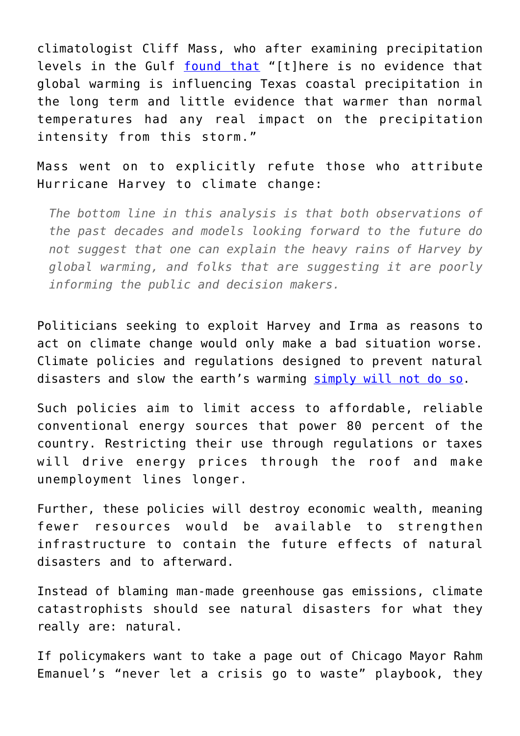climatologist Cliff Mass, who after examining precipitation levels in the Gulf found that "[t]here is no evidence that global warming is influencing Texas coastal precipitation in the long term and little evidence that warmer than normal temperatures had any real impact on the precipitation intensity from this storm."

Mass went on to explicitly refute those who attribute Hurricane Harvey to climate change:

> *The bottom line in this analysis is that both observations of the past decades and models looking forward to the future do not suggest that one can explain the heavy rains of Harvey by global warming, and folks that are suggesting it are poorly informing the public and decision makers.*

Politicians seeking to exploit Harvey and Irma as reasons to act on climate change would only make a bad situation worse. Climate policies and regulations designed to prevent natural disasters and slow the earth's warming simply will not do so.

Such policies aim to limit access to affordable, reliable conventional energy sources that power 80 percent of the country. Restricting their use through regulations or taxes will drive energy prices through the roof and make unemployment lines longer.

Further, these policies will destroy economic wealth, meaning fewer resources would be available to strengthen infrastructure to contain the future effects of natural disasters and to afterward.

Instead of blaming man-made greenhouse gas emissions, climate catastrophists should see natural disasters for what they really are: natural.

If policymakers want to take a page out of Chicago Mayor Rahm Emanuel's "never let a crisis go to waste" playbook, they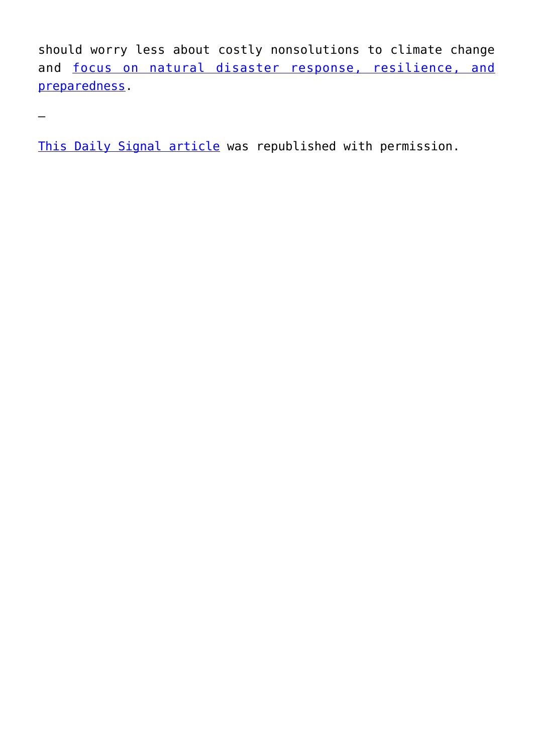should worry less about costly nonsolutions to climate change and focus on natural disaster response, resilience, and preparedness.

—

This Daily Signal article was republished with permission.